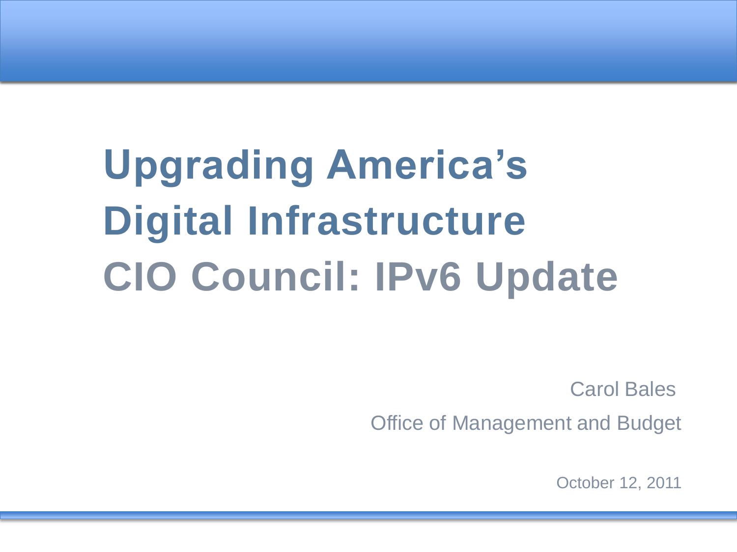# Upgrading America's Digital Infrastructure

## CIO Council: IPv6 Update

Carol Bales

Office of Management and Budget

October 12, 2011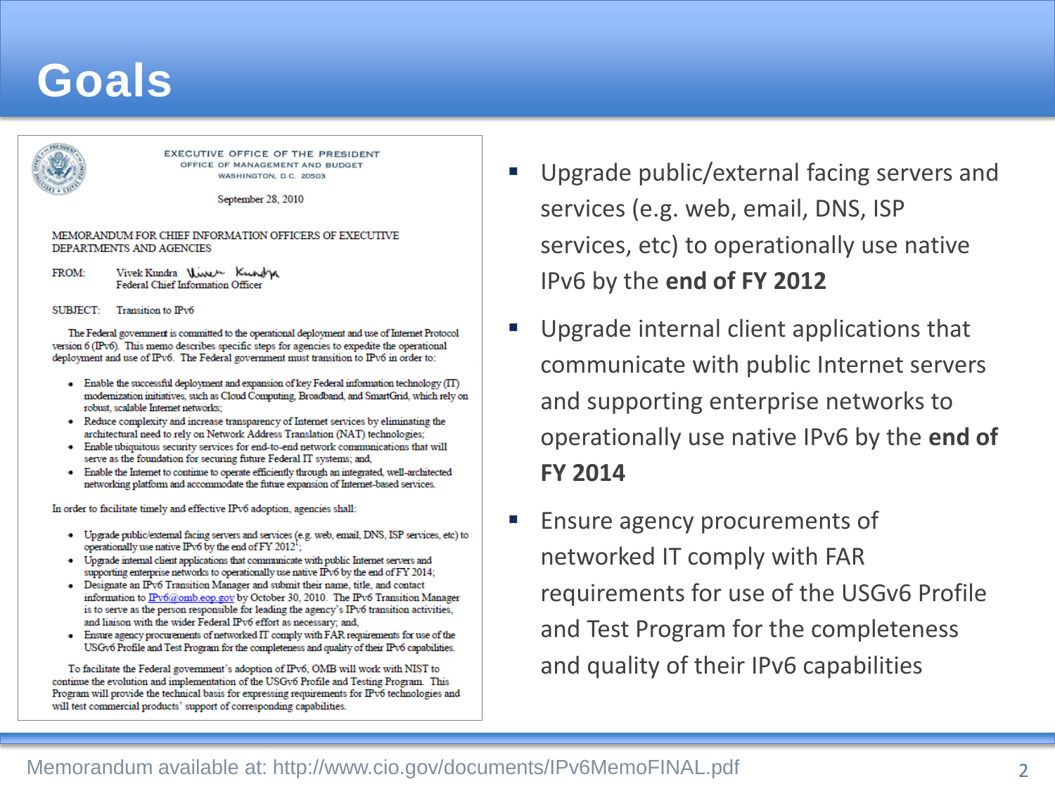# Goals

EXECUTIVE OFFICE OF THE PRESIDENT
OFFICE OF MANAGEMENT AND BUDGET
WASHINGTON, D.C. 20503

September 28, 2010

MEMORANDUM FOR CHIEF INFORMATION OFFICERS OF EXECUTIVE DEPARTMENTS AND AGENCIES

FROM: Vivek Kundra
Federal Chief Information Officer

SUBJECT: Transition to IPv6

The Federal government is committed to the operational deployment and use of Internet Protocol version 6 (IPv6). This memo describes specific steps for agencies to expedite the operational deployment and use of IPv6. The Federal government must transition to IPv6 in order to:

- Enable the successful deployment and expansion of key Federal information technology (IT) modernization initiatives, such as Cloud Computing, Broadband, and SmartGrid, which rely on robust, scalable Internet networks;
- Reduce complexity and increase transparency of Internet services by eliminating the architectural need to rely on Network Address Translation (NAT) technologies;
- Enable ubiquitous security services for end-to-end network communications that will serve as the foundation for securing future Federal IT systems; and,
- Enable the Internet to continue to operate efficiently through an integrated, well-architected networking platform and accommodate the future expansion of Internet-based services.

In order to facilitate timely and effective IPv6 adoption, agencies shall:

- Upgrade public/external facing servers and services (e.g. web, email, DNS, ISP services, etc) to operationally use native IPv6 by the end of FY 2012[1];
- Upgrade internal client applications that communicate with public Internet servers and supporting enterprise networks to operationally use native IPv6 by the end of FY 2014;
- Designate an IPv6 Transition Manager and submit their name, title, and contact information to IPv6@omb.eop.gov by October 30, 2010. The IPv6 Transition Manager is to serve as the person responsible for leading the agency's IPv6 transition activities, and liaison with the wider Federal IPv6 effort as necessary; and,
- Ensure agency procurements of networked IT comply with FAR requirements for use of the USGv6 Profile and Test Program for the completeness and quality of their IPv6 capabilities.

To facilitate the Federal government's adoption of IPv6, OMB will work with NIST to continue the evolution and implementation of the USGv6 Profile and Testing Program. This Program will provide the technical basis for expressing requirements for IPv6 technologies and will test commercial products' support of corresponding capabilities.

- Upgrade public/external facing servers and services (e.g. web, email, DNS, ISP services, etc) to operationally use native IPv6 by the **end of FY 2012**
- Upgrade internal client applications that communicate with public Internet servers and supporting enterprise networks to operationally use native IPv6 by the **end of FY 2014**
- Ensure agency procurements of networked IT comply with FAR requirements for use of the USGv6 Profile and Test Program for the completeness and quality of their IPv6 capabilities

Memorandum available at: http://www.cio.gov/documents/IPv6MemoFINAL.pdf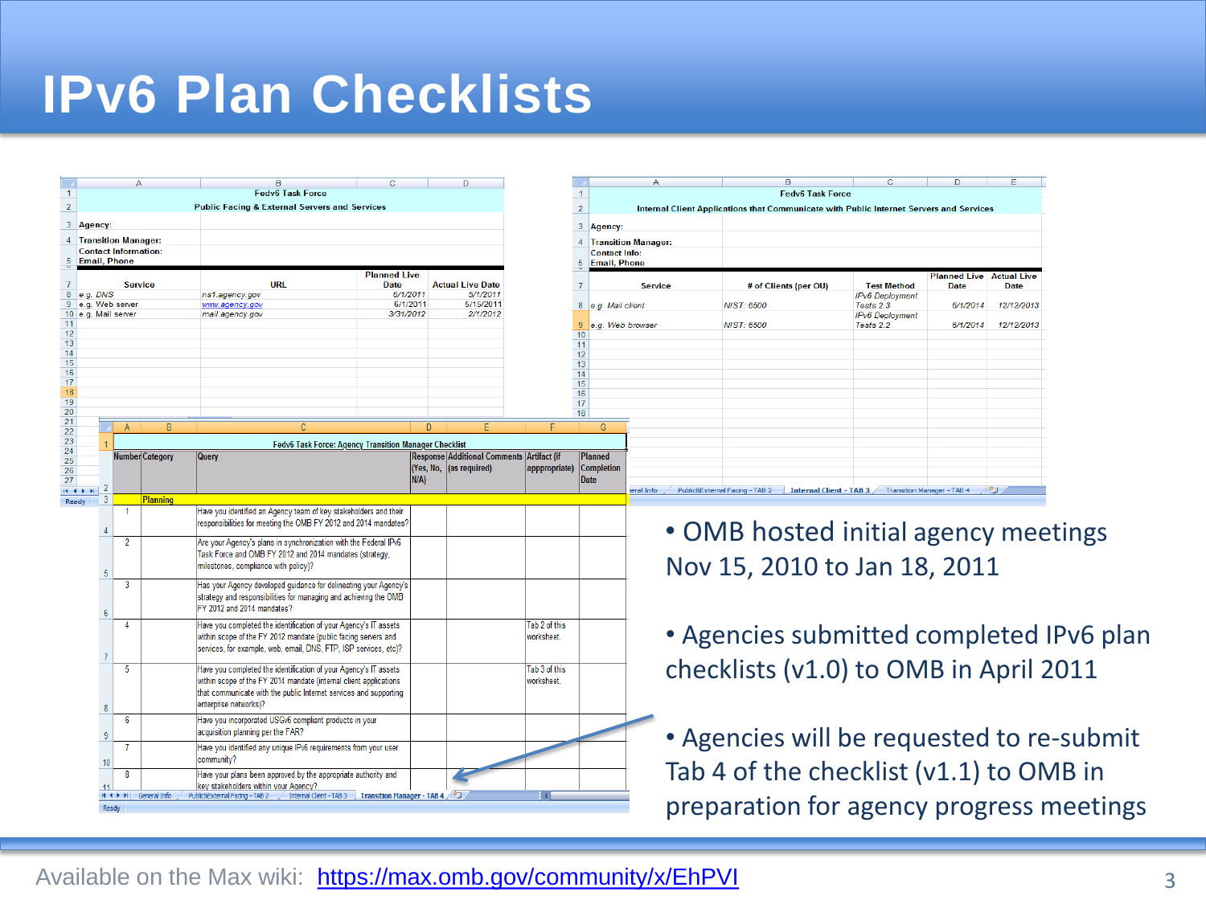# IPv6 Plan Checklists

| | A | B | C | D |
|---|---|---|---|---|
| 1 | Fedv6 Task Force | | | |
| 2 | Public Facing & External Servers and Services | | | |
| 3 | Agency: | | | |
| 4 | Transition Manager: | | | |
| 5 | Contact Information: Email, Phone | | | |
| 7 | Service | URL | Planned Live Date | Actual Live Date |
| 8 | e.g. DNS | ns1.agency.gov | 6/1/2011 | 5/1/2011 |
| 9 | e.g. Web server | www.agency.gov | 6/1/2011 | 5/15/2011 |
| 10 | e.g. Mail server | mail.agency.gov | 3/31/2012 | 2/1/2012 |

| | A | B | C | D | E |
|---|---|---|---|---|---|
| 1 | Fedv6 Task Force | | | | |
| 2 | Internal Client Applications that Communicate with Public Internet Servers and Services | | | | |
| 3 | Agency: | | | | |
| 4 | Transition Manager: | | | | |
| 5 | Contact Info: Email, Phone | | | | |
| 7 | Service | # of Clients (per OU) | Test Method | Planned Live Date | Actual Live Date |
| 8 | e.g. Mail client | NIST: 6500 | IPv6 Deployment Tests 2.3 | 6/1/2014 | 12/12/2013 |
| 9 | e.g. Web browser | NIST: 6500 | IPv6 Deployment Tests 2.2 | 6/1/2014 | 12/12/2013 |

**Fedv6 Task Force: Agency Transition Manager Checklist**

| Number | Category | Query | Response (Yes, No, N/A) | Additional Comments (as required) | Artifact (if appropriate) | Planned Completion Date |
|---|---|---|---|---|---|---|
| | Planning | | | | | |
| 1 | | Have you identified an Agency team of key stakeholders and their responsibilities for meeting the OMB FY 2012 and 2014 mandates? | | | | |
| 2 | | Are your Agency's plans in synchronization with the Federal IPv6 Task Force and OMB FY 2012 and 2014 mandates (strategy, milestones, compliance with policy)? | | | | |
| 3 | | Has your Agency developed guidance for delineating your Agency's strategy and responsibilities for managing and achieving the OMB FY 2012 and 2014 mandates? | | | | |
| 4 | | Have you completed the identification of your Agency's IT assets within scope of the FY 2012 mandate (public facing servers and services, for example, web, email, DNS, FTP, ISP services, etc)? | | | Tab 2 of this worksheet. | |
| 5 | | Have you completed the identification of your Agency's IT assets within scope of the FY 2014 mandate (internal client applications that communicate with the public Internet services and supporting enterprise networks)? | | | Tab 3 of this worksheet. | |
| 6 | | Have you incorporated USGv6 compliant products in your acquisition planning per the FAR? | | | | |
| 7 | | Have you identified any unique IPv6 requirements from your user community? | | | | |
| 8 | | Have your plans been approved by the appropriate authority and key stakeholders within your Agency? | | | | |

- OMB hosted initial agency meetings Nov 15, 2010 to Jan 18, 2011
- Agencies submitted completed IPv6 plan checklists (v1.0) to OMB in April 2011
- Agencies will be requested to re-submit Tab 4 of the checklist (v1.1) to OMB in preparation for agency progress meetings

Available on the Max wiki: [https://max.omb.gov/community/x/EhPVI](https://max.omb.gov/community/x/EhPVI)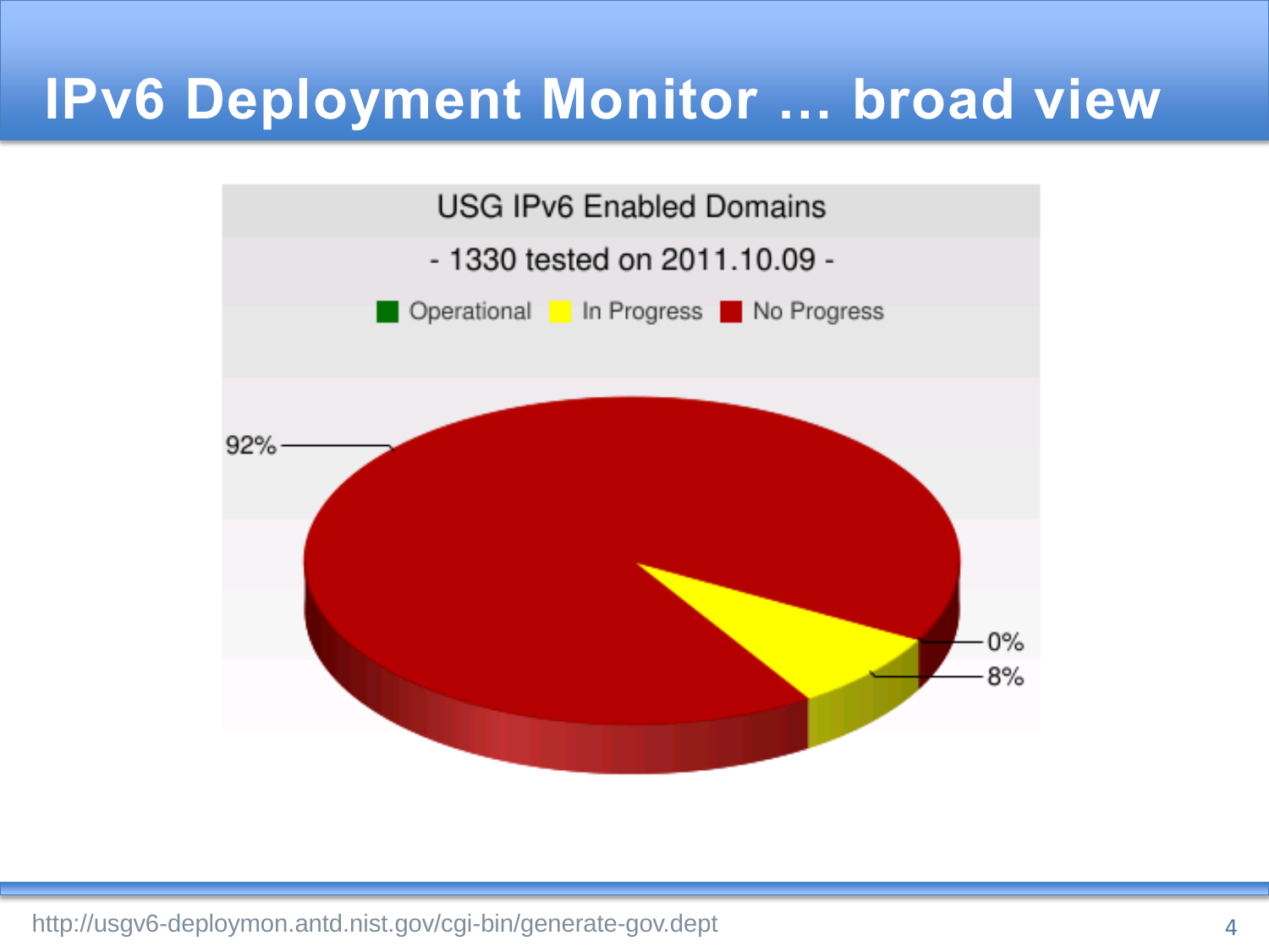# IPv6 Deployment Monitor … broad view

USG IPv6 Enabled Domains

- 1330 tested on 2011.10.09 -

Operational | In Progress | No Progress

92%

0%

8%

http://usgv6-deploymon.antd.nist.gov/cgi-bin/generate-gov.dept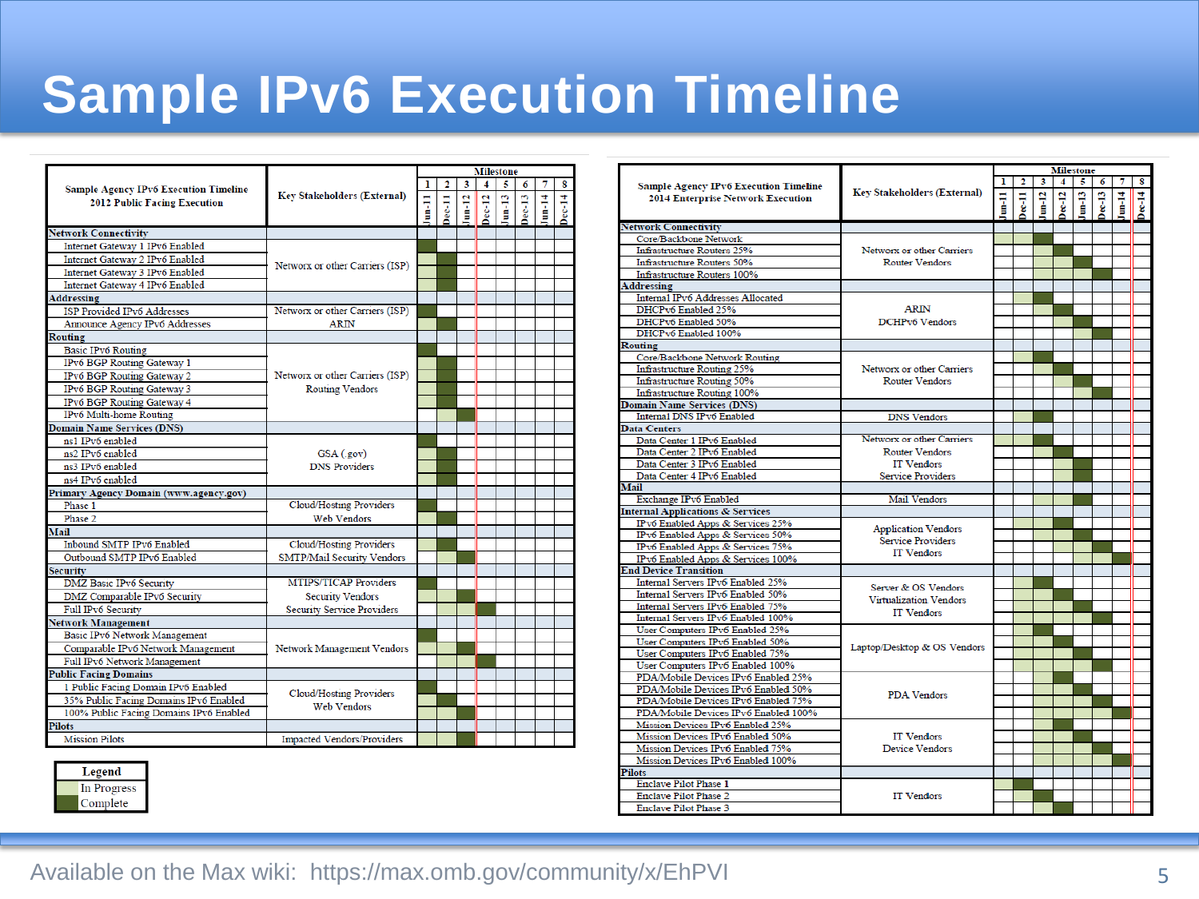# Sample IPv6 Execution Timeline

| Sample Agency IPv6 Execution Timeline 2012 Public Facing Execution | Key Stakeholders (External) | 1 Jun-11 | 2 Dec-11 | 3 Jun-12 | 4 Dec-12 | 5 Jun-13 | 6 Dec-13 | 7 Jun-14 | 8 Dec-14 |
|---|---|---|---|---|---|---|---|---|---|
| **Network Connectivity** | | | | | | | | | |
| Internet Gateway 1 IPv6 Enabled | Network or other Carriers (ISP) | Complete | | | | | | | |
| Internet Gateway 2 IPv6 Enabled | | In Progress | Complete | | | | | | |
| Internet Gateway 3 IPv6 Enabled | | In Progress | Complete | | | | | | |
| Internet Gateway 4 IPv6 Enabled | | In Progress | Complete | | | | | | |
| **Addressing** | | | | | | | | | |
| ISP Provided IPv6 Addresses | Network or other Carriers (ISP) | Complete | | | | | | | |
| Announce Agency IPv6 Addresses | ARIN | In Progress | Complete | | | | | | |
| **Routing** | | | | | | | | | |
| Basic IPv6 Routing | Network or other Carriers (ISP) Routing Vendors | Complete | | | | | | | |
| IPv6 BGP Routing Gateway 1 | | In Progress | Complete | | | | | | |
| IPv6 BGP Routing Gateway 2 | | In Progress | Complete | | | | | | |
| IPv6 BGP Routing Gateway 3 | | In Progress | Complete | | | | | | |
| IPv6 BGP Routing Gateway 4 | | In Progress | Complete | | | | | | |
| IPv6 Multi-home Routing | | | In Progress | Complete | | | | | |
| **Domain Name Services (DNS)** | | | | | | | | | |
| ns1 IPv6 enabled | GSA (.gov) DNS Providers | Complete | | | | | | | |
| ns2 IPv6 enabled | | In Progress | Complete | | | | | | |
| ns3 IPv6 enabled | | In Progress | Complete | | | | | | |
| ns4 IPv6 enabled | | In Progress | Complete | | | | | | |
| **Primary Agency Domain (www.agency.gov)** | | | | | | | | | |
| Phase 1 | Cloud/Hosting Providers Web Vendors | Complete | | | | | | | |
| Phase 2 | | In Progress | Complete | | | | | | |
| **Mail** | | | | | | | | | |
| Inbound SMTP IPv6 Enabled | Cloud/Hosting Providers SMTP/Mail Security Vendors | In Progress | Complete | | | | | | |
| Outbound SMTP IPv6 Enabled | | In Progress | In Progress | Complete | | | | | |
| **Security** | | | | | | | | | |
| DMZ Basic IPv6 Security | MTIPS/TICAP Providers Security Vendors Security Service Providers | Complete | | | | | | | |
| DMZ Comparable IPv6 Security | | In Progress | In Progress | Complete | | | | | |
| Full IPv6 Security | | | In Progress | In Progress | Complete | | | | |
| **Network Management** | | | | | | | | | |
| Basic IPv6 Network Management | Network Management Vendors | Complete | | | | | | | |
| Comparable IPv6 Network Management | | In Progress | In Progress | Complete | | | | | |
| Full IPv6 Network Management | | | In Progress | In Progress | Complete | | | | |
| **Public Facing Domains** | | | | | | | | | |
| 1 Public Facing Domain IPv6 Enabled | Cloud/Hosting Providers Web Vendors | Complete | | | | | | | |
| 35% Public Facing Domains IPv6 Enabled | | In Progress | Complete | | | | | | |
| 100% Public Facing Domains IPv6 Enabled | | In Progress | In Progress | Complete | | | | | |
| **Pilots** | | | | | | | | | |
| Mission Pilots | Impacted Vendors/Providers | In Progress | In Progress | Complete | | | | | |

| Legend |
|---|
| In Progress |
| Complete |

| Sample Agency IPv6 Execution Timeline 2014 Enterprise Network Execution | Key Stakeholders (External) | 1 Jun-11 | 2 Dec-11 | 3 Jun-12 | 4 Dec-12 | 5 Jun-13 | 6 Dec-13 | 7 Jun-14 | 8 Dec-14 |
|---|---|---|---|---|---|---|---|---|---|
| **Network Connectivity** | | | | | | | | | |
| Core/Backbone Network | Network or other Carriers Router Vendors | In Progress | In Progress | Complete | | | | | |
| Infrastructure Routers 25% | | | | In Progress | Complete | | | | |
| Infrastructure Routers 50% | | | | In Progress | In Progress | Complete | | | |
| Infrastructure Routers 100% | | | | In Progress | In Progress | In Progress | Complete | | |
| **Addressing** | | | | | | | | | |
| Internal IPv6 Addresses Allocated | ARIN DCHPv6 Vendors | | In Progress | Complete | | | | | |
| DHCPv6 Enabled 25% | | | | In Progress | Complete | | | | |
| DHCPv6 Enabled 50% | | | | | In Progress | Complete | | | |
| DHCPv6 Enabled 100% | | | | | | In Progress | Complete | | |
| **Routing** | | | | | | | | | |
| Core/Backbone Network Routing | Network or other Carriers Router Vendors | | In Progress | Complete | | | | | |
| Infrastructure Routing 25% | | | | In Progress | Complete | | | | |
| Infrastructure Routing 50% | | | | | In Progress | Complete | | | |
| Infrastructure Routing 100% | | | | | | In Progress | Complete | | |
| **Domain Name Services (DNS)** | | | | | | | | | |
| Internal DNS IPv6 Enabled | DNS Vendors | | In Progress | Complete | | | | | |
| **Data Centers** | | | | | | | | | |
| Data Center 1 IPv6 Enabled | Network or other Carriers Router Vendors IT Vendors Service Providers | In Progress | In Progress | Complete | | | | | |
| Data Center 2 IPv6 Enabled | | | | In Progress | Complete | | | | |
| Data Center 3 IPv6 Enabled | | | | | In Progress | Complete | | | |
| Data Center 4 IPv6 Enabled | | | | | In Progress | Complete | | | |
| **Mail** | | | | | | | | | |
| Exchange IPv6 Enabled | Mail Vendors | | | In Progress | In Progress | Complete | | | |
| **Internal Applications & Services** | | | | | | | | | |
| IPv6 Enabled Apps & Services 25% | Application Vendors Service Providers IT Vendors | | In Progress | In Progress | Complete | | | | |
| IPv6 Enabled Apps & Services 50% | | | | In Progress | In Progress | Complete | | | |
| IPv6 Enabled Apps & Services 75% | | | | In Progress | In Progress | In Progress | Complete | | |
| IPv6 Enabled Apps & Services 100% | | | | In Progress | In Progress | In Progress | In Progress | Complete | |
| **End Device Transition** | | | | | | | | | |
| Internal Servers IPv6 Enabled 25% | Server & OS Vendors Virtualization Vendors IT Vendors | | In Progress | Complete | | | | | |
| Internal Servers IPv6 Enabled 50% | | | In Progress | In Progress | Complete | | | | |
| Internal Servers IPv6 Enabled 75% | | | In Progress | In Progress | In Progress | Complete | | | |
| Internal Servers IPv6 Enabled 100% | | | In Progress | In Progress | In Progress | In Progress | Complete | | |
| User Computers IPv6 Enabled 25% | Laptop/Desktop & OS Vendors | | In Progress | Complete | | | | | |
| User Computers IPv6 Enabled 50% | | | In Progress | In Progress | Complete | | | | |
| User Computers IPv6 Enabled 75% | | | In Progress | In Progress | In Progress | Complete | | | |
| User Computers IPv6 Enabled 100% | | | In Progress | In Progress | In Progress | In Progress | Complete | | |
| PDA/Mobile Devices IPv6 Enabled 25% | PDA Vendors | | | In Progress | Complete | | | | |
| PDA/Mobile Devices IPv6 Enabled 50% | | | | In Progress | In Progress | Complete | | | |
| PDA/Mobile Devices IPv6 Enabled 75% | | | | In Progress | In Progress | In Progress | Complete | | |
| PDA/Mobile Devices IPv6 Enabled 100% | | | | In Progress | In Progress | In Progress | In Progress | Complete | |
| Mission Devices IPv6 Enabled 25% | IT Vendors Device Vendors | | | In Progress | Complete | | | | |
| Mission Devices IPv6 Enabled 50% | | | | In Progress | In Progress | Complete | | | |
| Mission Devices IPv6 Enabled 75% | | | | In Progress | In Progress | In Progress | Complete | | |
| Mission Devices IPv6 Enabled 100% | | | | In Progress | In Progress | In Progress | In Progress | Complete | |
| **Pilots** | | | | | | | | | |
| Enclave Pilot Phase 1 | IT Vendors | In Progress | Complete | | | | | | |
| Enclave Pilot Phase 2 | | | In Progress | Complete | | | | | |
| Enclave Pilot Phase 3 | | | | In Progress | Complete | | | | |

Available on the Max wiki: https://max.omb.gov/community/x/EhPVI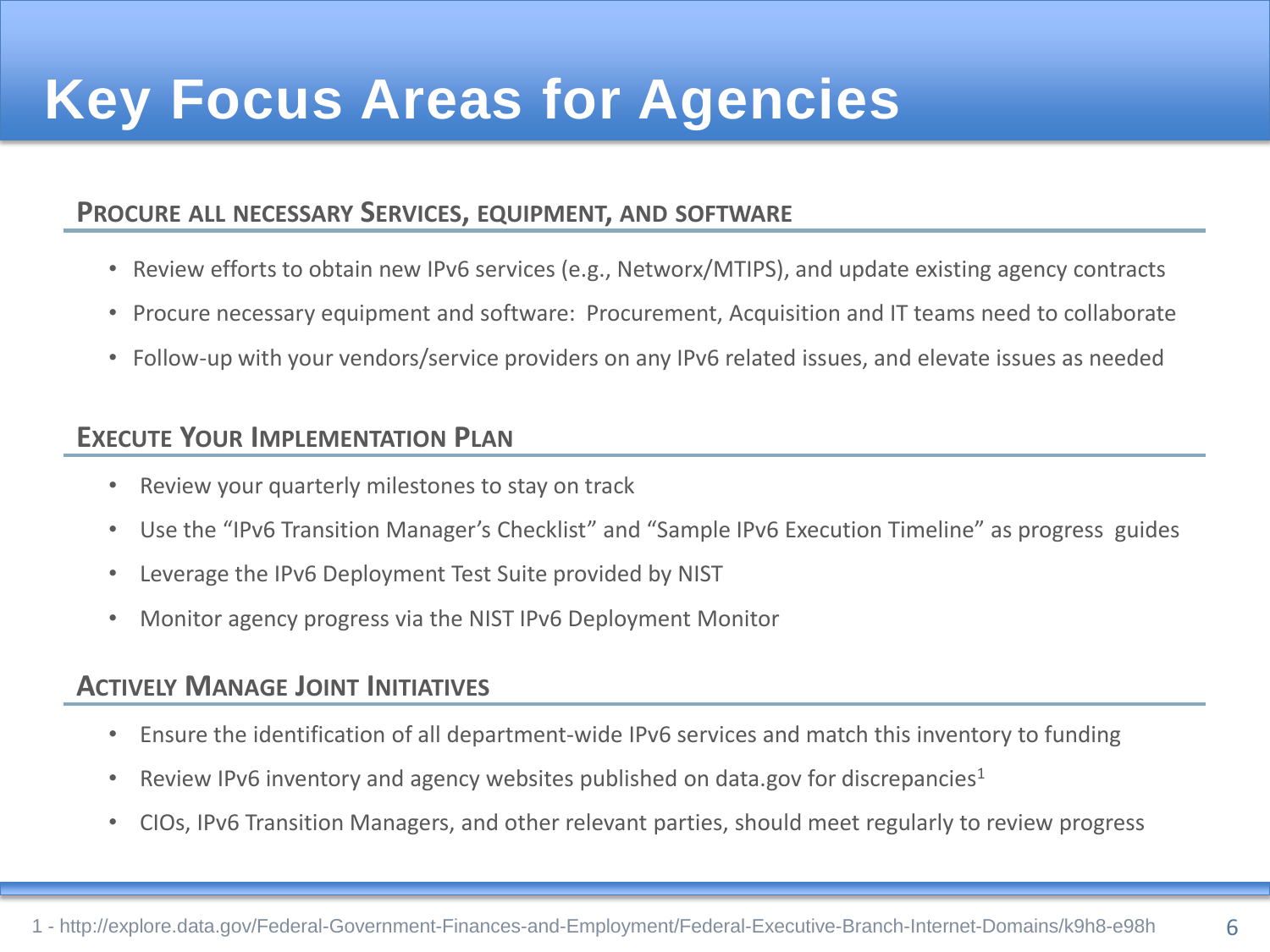# Key Focus Areas for Agencies

## Procure all necessary Services, equipment, and software

- Review efforts to obtain new IPv6 services (e.g., Networx/MTIPS), and update existing agency contracts
- Procure necessary equipment and software: Procurement, Acquisition and IT teams need to collaborate
- Follow-up with your vendors/service providers on any IPv6 related issues, and elevate issues as needed

## Execute Your Implementation Plan

- Review your quarterly milestones to stay on track
- Use the “IPv6 Transition Manager’s Checklist” and “Sample IPv6 Execution Timeline” as progress guides
- Leverage the IPv6 Deployment Test Suite provided by NIST
- Monitor agency progress via the NIST IPv6 Deployment Monitor

## Actively Manage Joint Initiatives

- Ensure the identification of all department-wide IPv6 services and match this inventory to funding
- Review IPv6 inventory and agency websites published on data.gov for discrepancies[1]
- CIOs, IPv6 Transition Managers, and other relevant parties, should meet regularly to review progress

1 - http://explore.data.gov/Federal-Government-Finances-and-Employment/Federal-Executive-Branch-Internet-Domains/k9h8-e98h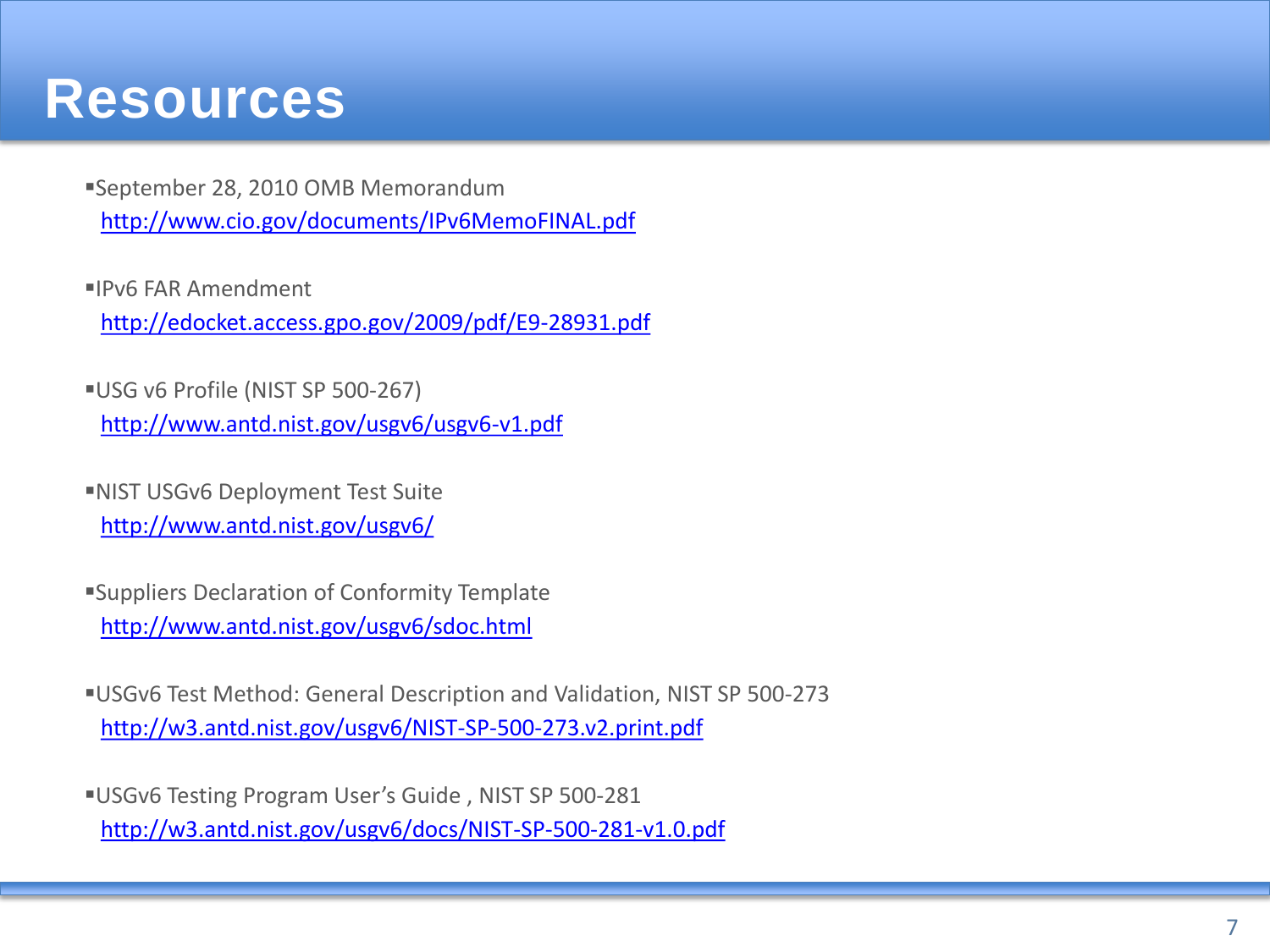# Resources

- September 28, 2010 OMB Memorandum
  http://www.cio.gov/documents/IPv6MemoFINAL.pdf

- IPv6 FAR Amendment
  http://edocket.access.gpo.gov/2009/pdf/E9-28931.pdf

- USG v6 Profile (NIST SP 500-267)
  http://www.antd.nist.gov/usgv6/usgv6-v1.pdf

- NIST USGv6 Deployment Test Suite
  http://www.antd.nist.gov/usgv6/

- Suppliers Declaration of Conformity Template
  http://www.antd.nist.gov/usgv6/sdoc.html

- USGv6 Test Method: General Description and Validation, NIST SP 500-273
  http://w3.antd.nist.gov/usgv6/NIST-SP-500-273.v2.print.pdf

- USGv6 Testing Program User's Guide , NIST SP 500-281
  http://w3.antd.nist.gov/usgv6/docs/NIST-SP-500-281-v1.0.pdf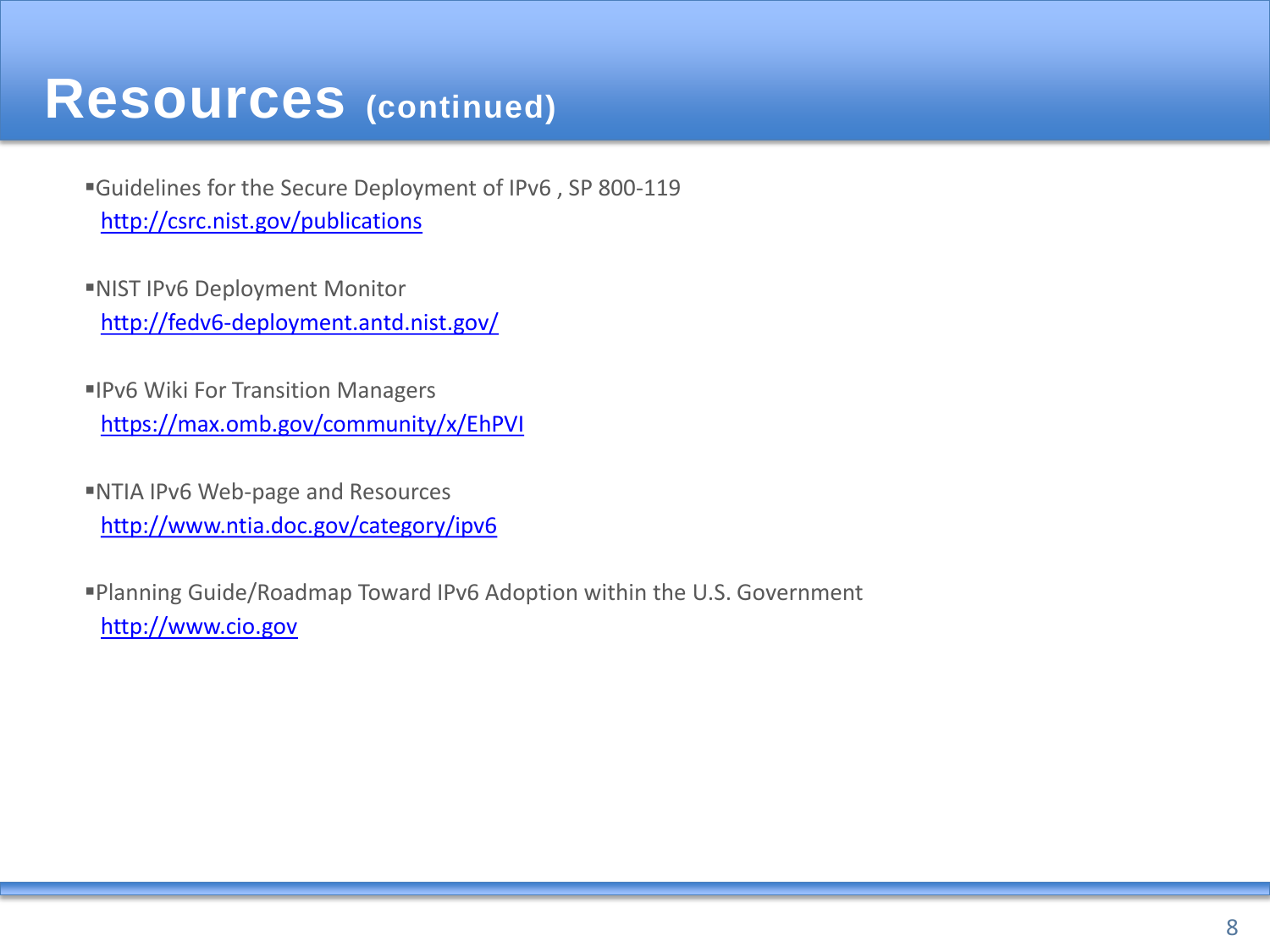# Resources (continued)

- Guidelines for the Secure Deployment of IPv6 , SP 800-119
  http://csrc.nist.gov/publications
- NIST IPv6 Deployment Monitor
  http://fedv6-deployment.antd.nist.gov/
- IPv6 Wiki For Transition Managers
  https://max.omb.gov/community/x/EhPVI
- NTIA IPv6 Web-page and Resources
  http://www.ntia.doc.gov/category/ipv6
- Planning Guide/Roadmap Toward IPv6 Adoption within the U.S. Government
  http://www.cio.gov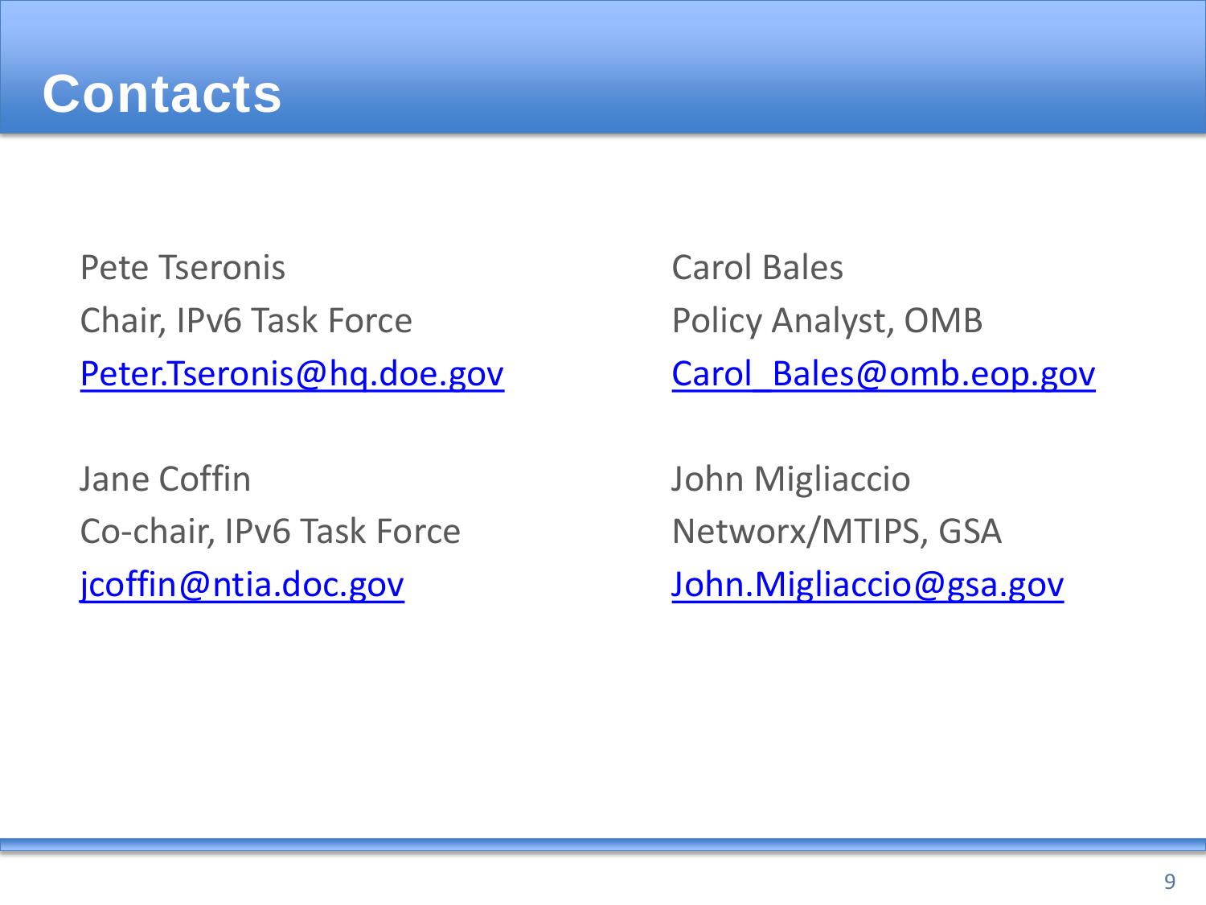# Contacts

Pete Tseronis
Chair, IPv6 Task Force
Peter.Tseronis@hq.doe.gov

Jane Coffin
Co-chair, IPv6 Task Force
jcoffin@ntia.doc.gov

Carol Bales
Policy Analyst, OMB
Carol_Bales@omb.eop.gov

John Migliaccio
Networx/MTIPS, GSA
John.Migliaccio@gsa.gov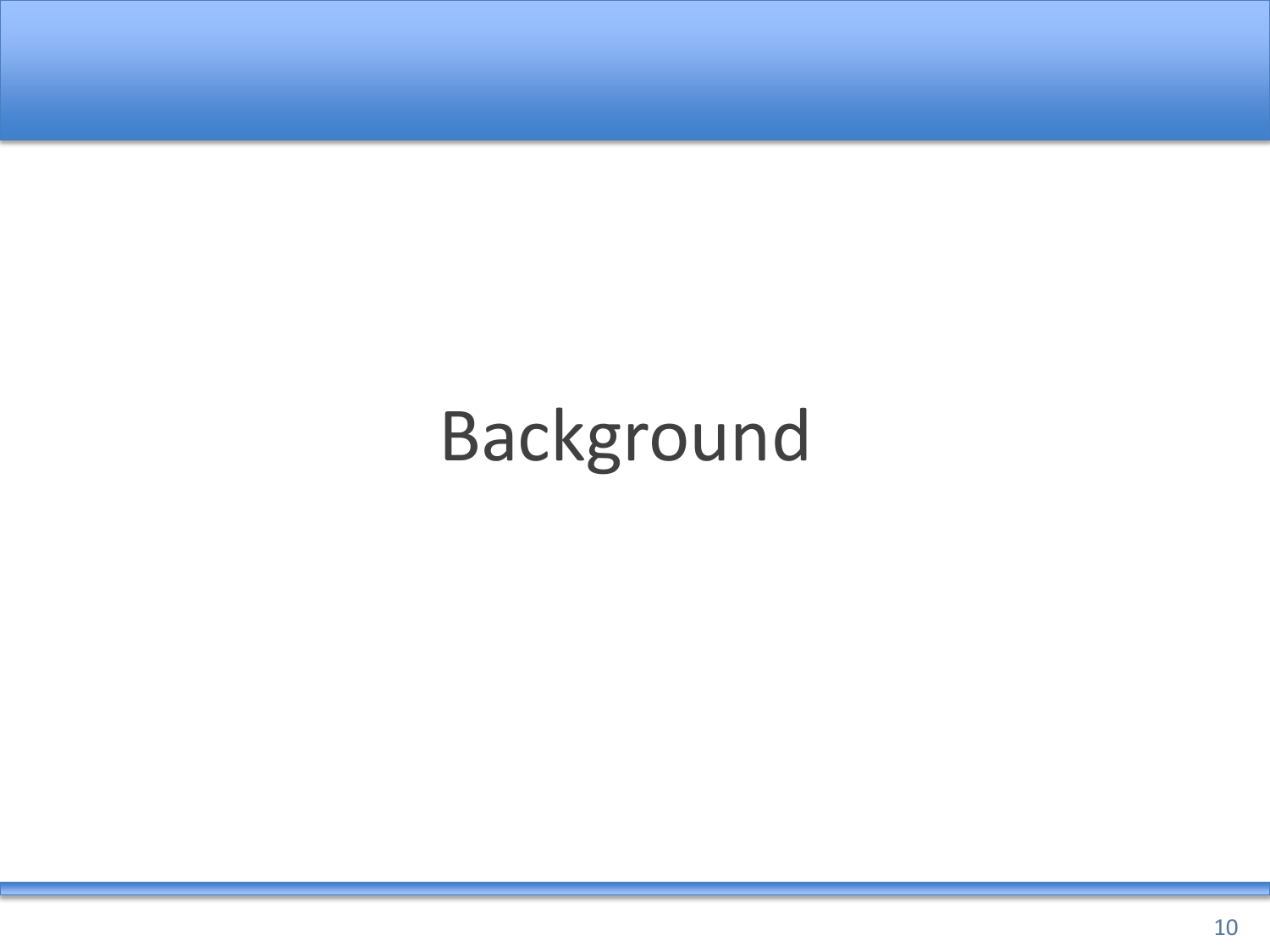# Background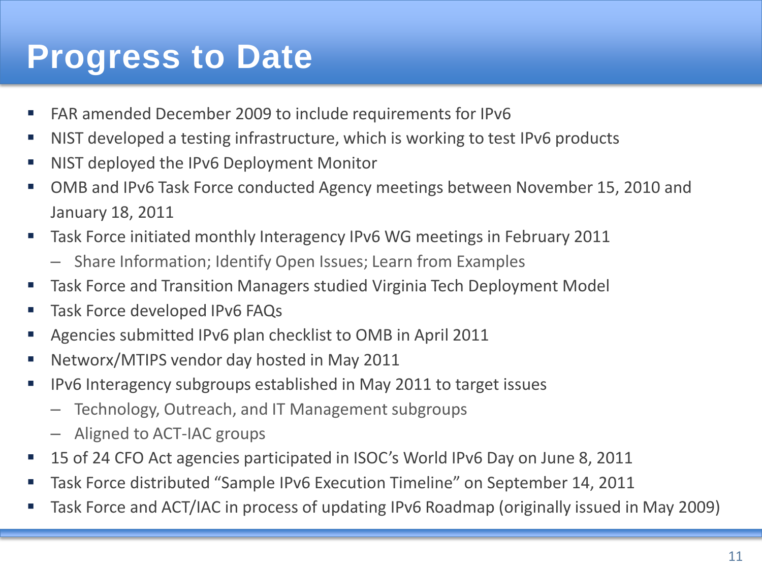# Progress to Date

- FAR amended December 2009 to include requirements for IPv6
- NIST developed a testing infrastructure, which is working to test IPv6 products
- NIST deployed the IPv6 Deployment Monitor
- OMB and IPv6 Task Force conducted Agency meetings between November 15, 2010 and January 18, 2011
- Task Force initiated monthly Interagency IPv6 WG meetings in February 2011
  - Share Information; Identify Open Issues; Learn from Examples
- Task Force and Transition Managers studied Virginia Tech Deployment Model
- Task Force developed IPv6 FAQs
- Agencies submitted IPv6 plan checklist to OMB in April 2011
- Networx/MTIPS vendor day hosted in May 2011
- IPv6 Interagency subgroups established in May 2011 to target issues
  - Technology, Outreach, and IT Management subgroups
  - Aligned to ACT-IAC groups
- 15 of 24 CFO Act agencies participated in ISOC's World IPv6 Day on June 8, 2011
- Task Force distributed "Sample IPv6 Execution Timeline" on September 14, 2011
- Task Force and ACT/IAC in process of updating IPv6 Roadmap (originally issued in May 2009)